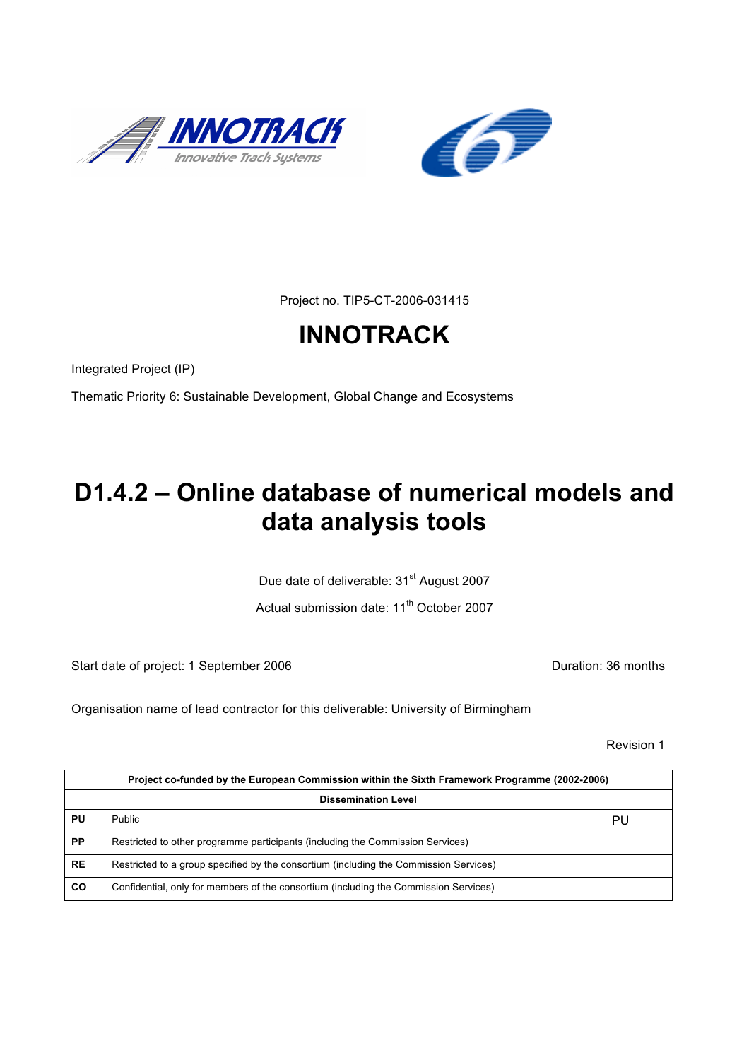Project no. TIP5-CT-2006-031415

# INNOTRACK

Integrated Project (IP)

Thematic Priority 6: Sustainable Development, Global Change and Ecosystems

# D1.4.2 – Online database of numerical models and data analysis tools

Due date of deliverable: 31st August 2007

Actual submission date: 11th October 2007

Start date of project: 1 September 2006

Duration: 36 months

Organisation name of lead contractor for this deliverable: University of Birmingham

Revision 1

| Project co-funded by the European Commission within the Sixth Framework Programme (2002-2006) | | |
|---|---|---|
| **Dissemination Level** | | |
| **PU** | Public | PU |
| **PP** | Restricted to other programme participants (including the Commission Services) | |
| **RE** | Restricted to a group specified by the consortium (including the Commission Services) | |
| **CO** | Confidential, only for members of the consortium (including the Commission Services) | |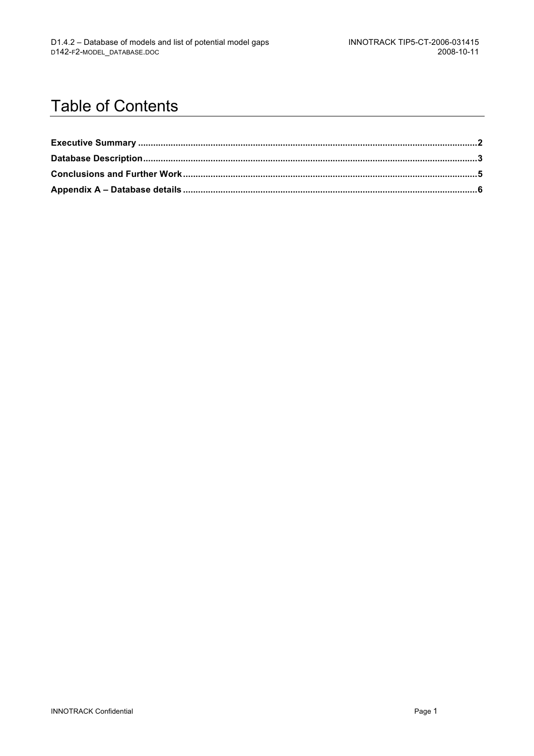# Table of Contents

**Executive Summary** ..................................................................................................................... **2**

**Database Description**.................................................................................................................... **3**

**Conclusions and Further Work**.................................................................................................... **5**

**Appendix A – Database details** ................................................................................................... **6**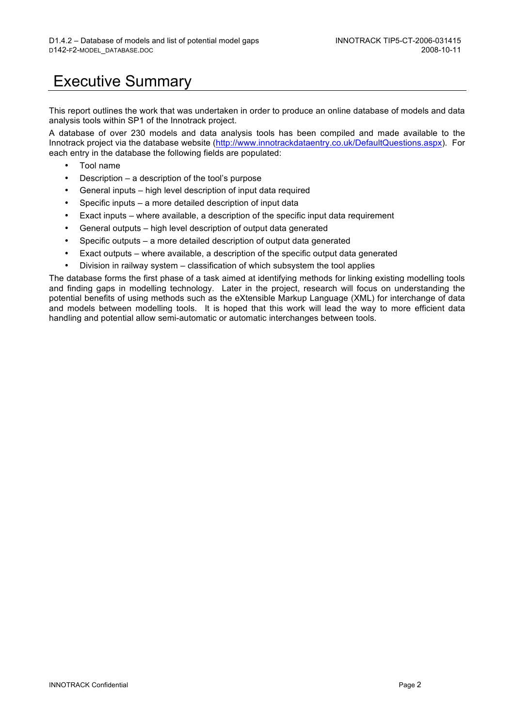# Executive Summary

This report outlines the work that was undertaken in order to produce an online database of models and data analysis tools within SP1 of the Innotrack project.

A database of over 230 models and data analysis tools has been compiled and made available to the Innotrack project via the database website (http://www.innotrackdataentry.co.uk/DefaultQuestions.aspx). For each entry in the database the following fields are populated:

- Tool name
- Description – a description of the tool's purpose
- General inputs – high level description of input data required
- Specific inputs – a more detailed description of input data
- Exact inputs – where available, a description of the specific input data requirement
- General outputs – high level description of output data generated
- Specific outputs – a more detailed description of output data generated
- Exact outputs – where available, a description of the specific output data generated
- Division in railway system – classification of which subsystem the tool applies

The database forms the first phase of a task aimed at identifying methods for linking existing modelling tools and finding gaps in modelling technology. Later in the project, research will focus on understanding the potential benefits of using methods such as the eXtensible Markup Language (XML) for interchange of data and models between modelling tools. It is hoped that this work will lead the way to more efficient data handling and potential allow semi-automatic or automatic interchanges between tools.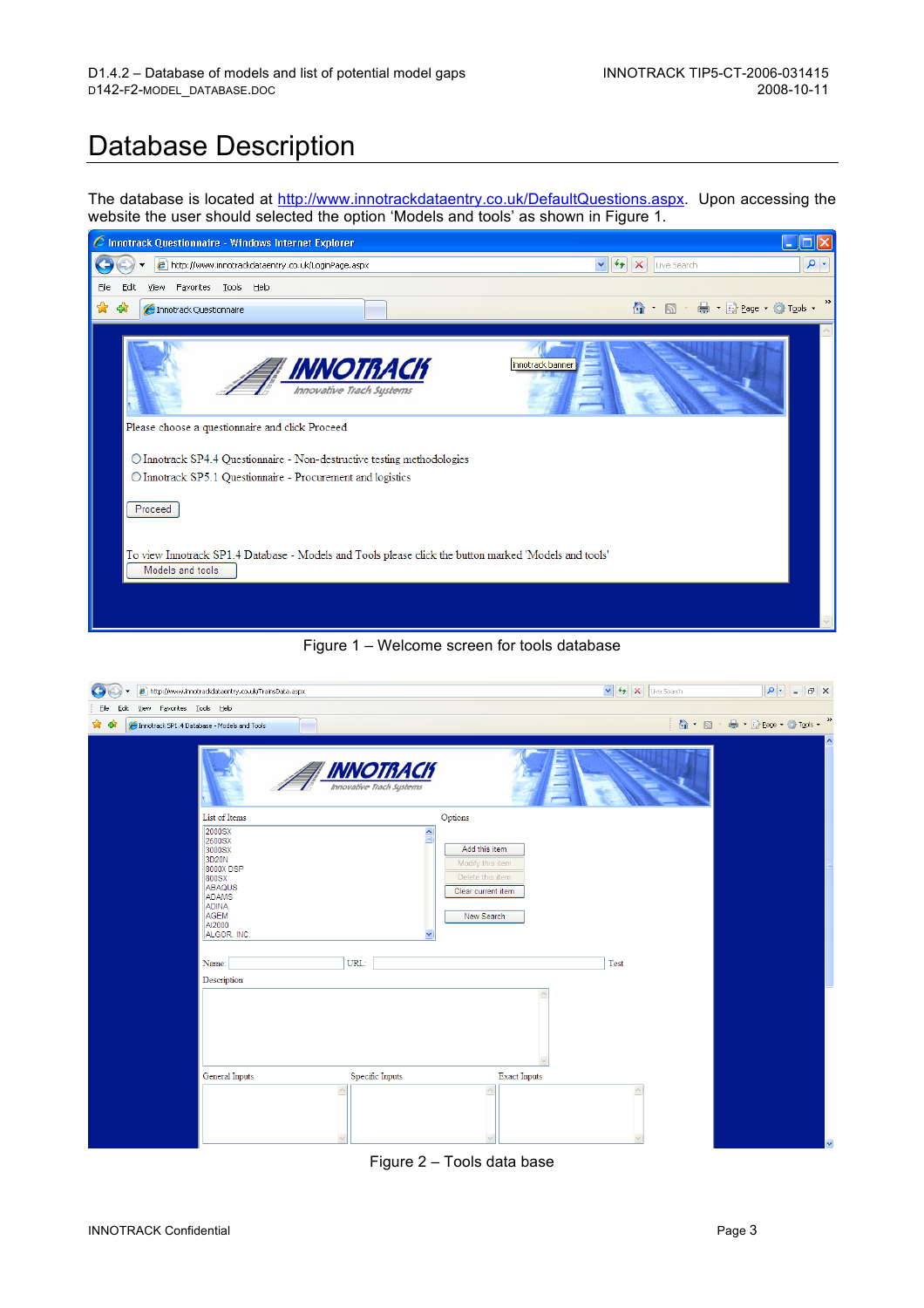# Database Description

The database is located at http://www.innotrackdataentry.co.uk/DefaultQuestions.aspx. Upon accessing the website the user should selected the option 'Models and tools' as shown in Figure 1.

Figure 1 – Welcome screen for tools database

Figure 2 – Tools data base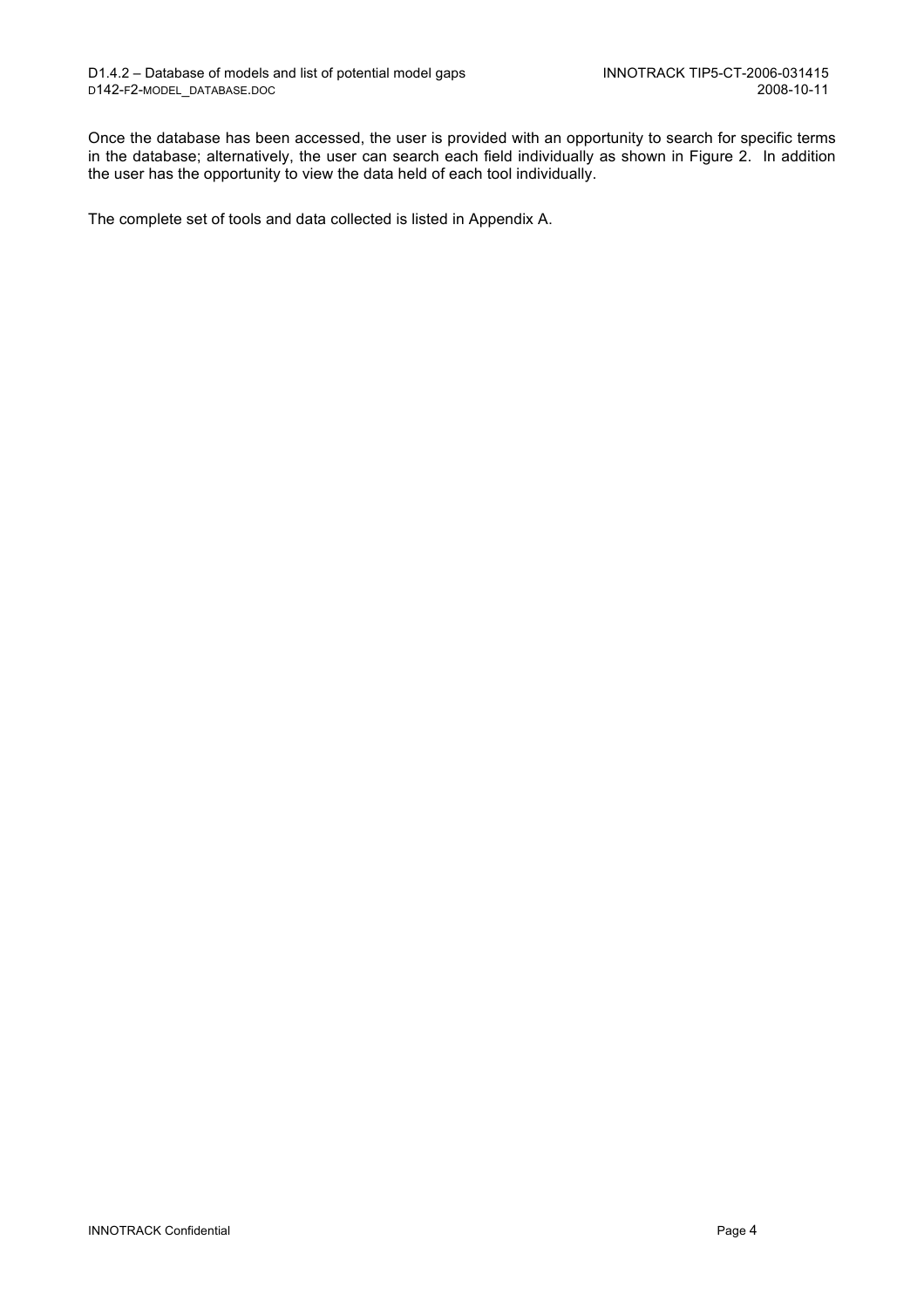Once the database has been accessed, the user is provided with an opportunity to search for specific terms in the database; alternatively, the user can search each field individually as shown in Figure 2. In addition the user has the opportunity to view the data held of each tool individually.

The complete set of tools and data collected is listed in Appendix A.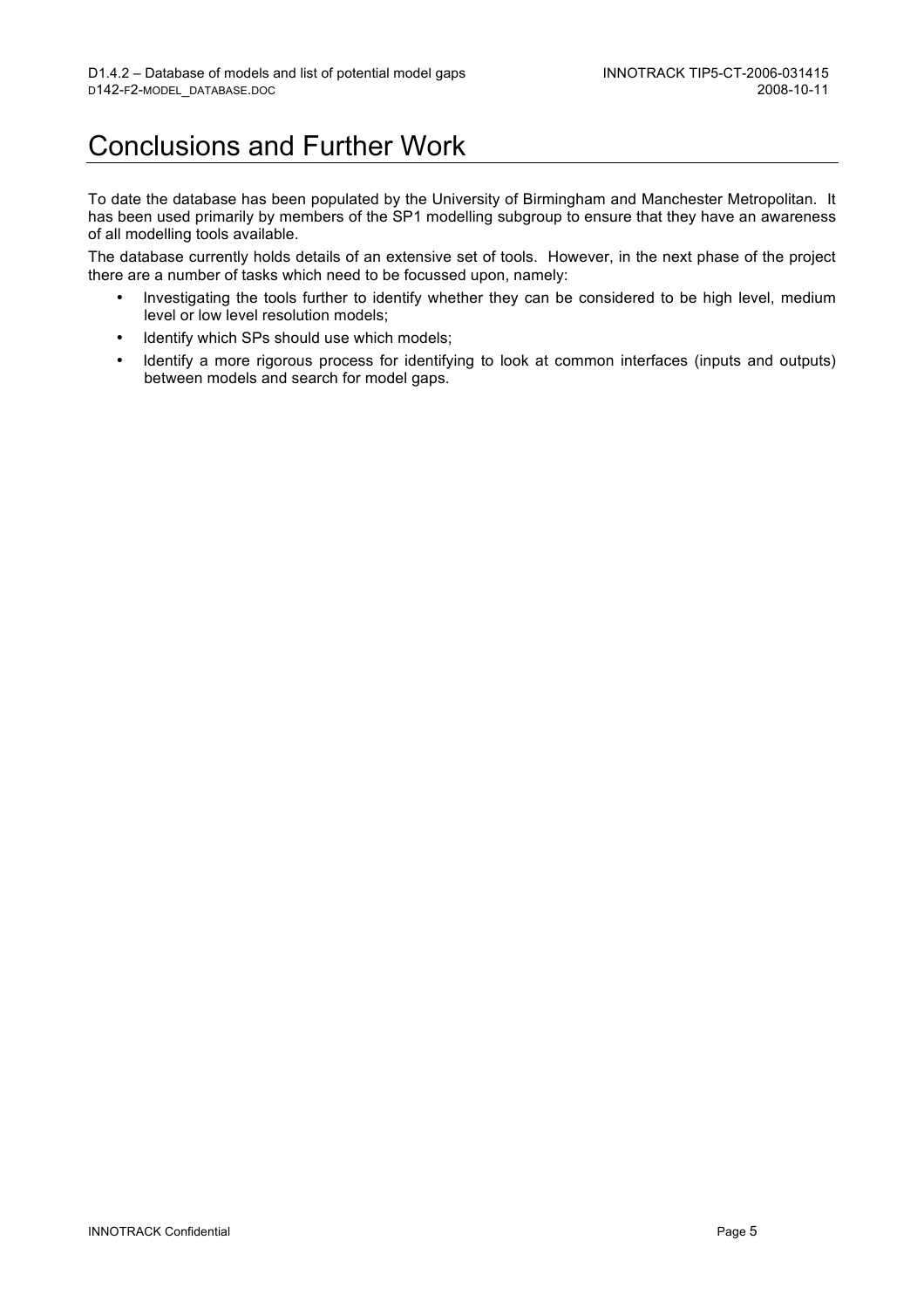# Conclusions and Further Work

To date the database has been populated by the University of Birmingham and Manchester Metropolitan. It has been used primarily by members of the SP1 modelling subgroup to ensure that they have an awareness of all modelling tools available.

The database currently holds details of an extensive set of tools. However, in the next phase of the project there are a number of tasks which need to be focussed upon, namely:

- Investigating the tools further to identify whether they can be considered to be high level, medium level or low level resolution models;
- Identify which SPs should use which models;
- Identify a more rigorous process for identifying to look at common interfaces (inputs and outputs) between models and search for model gaps.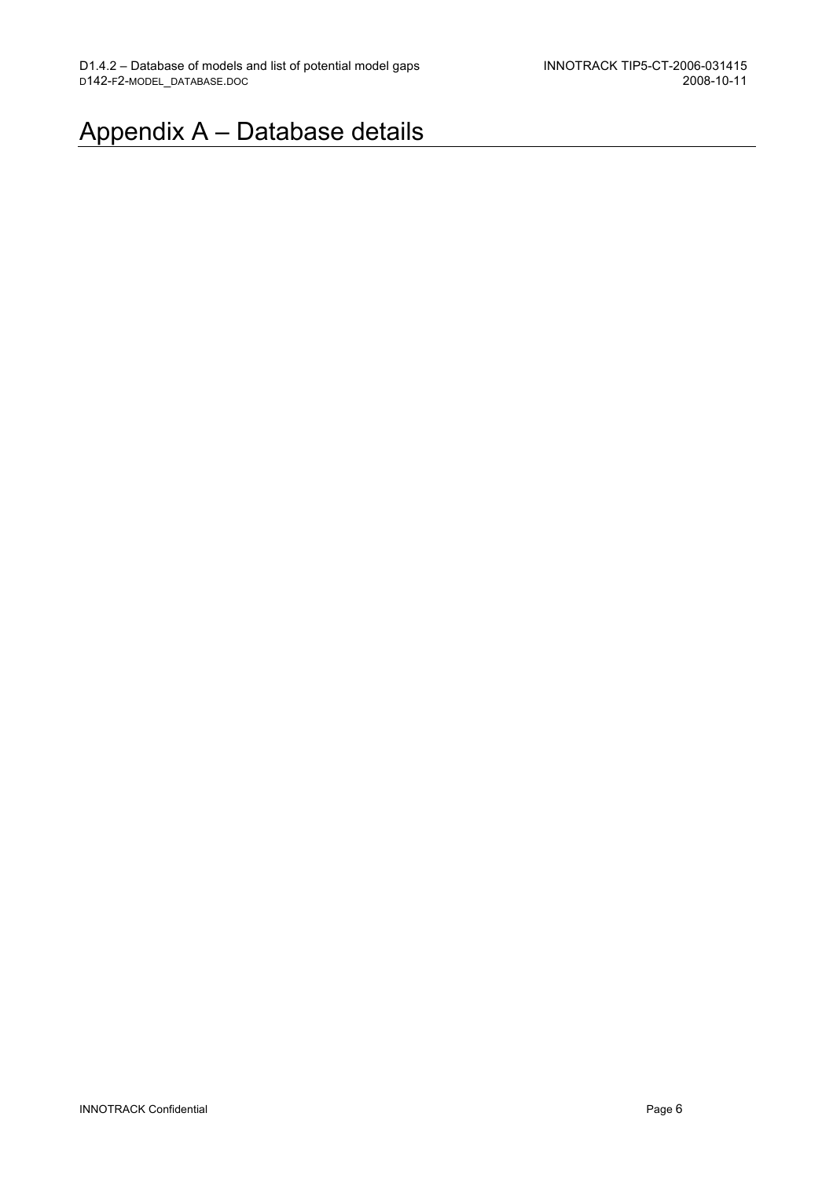# Appendix A – Database details